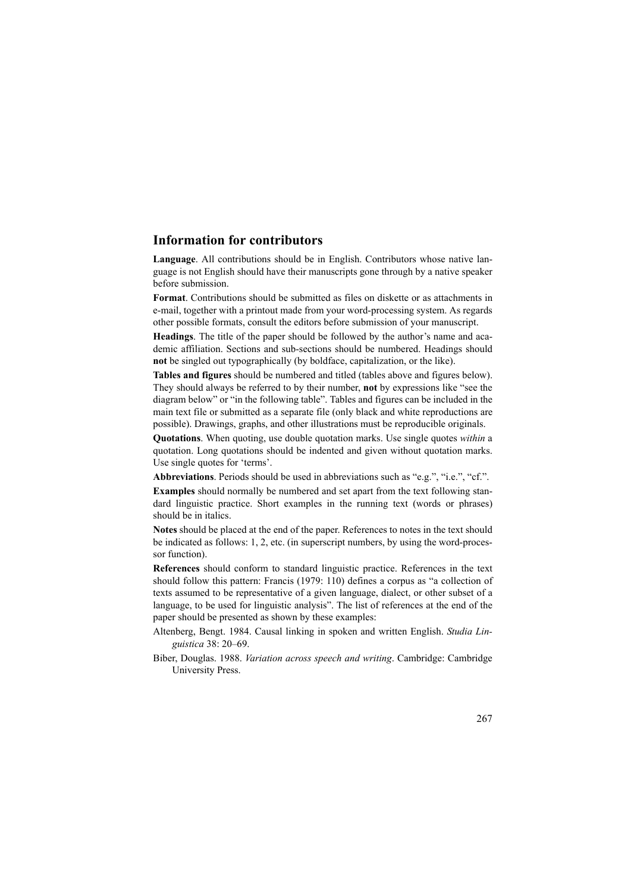## Information for contributors

**Language**. All contributions should be in English. Contributors whose native language is not English should have their manuscripts gone through by a native speaker before submission.

**Format**. Contributions should be submitted as files on diskette or as attachments in e-mail, together with a printout made from your word-processing system. As regards other possible formats, consult the editors before submission of your manuscript.

**Headings**. The title of the paper should be followed by the author's name and academic affiliation. Sections and sub-sections should be numbered. Headings should **not** be singled out typographically (by boldface, capitalization, or the like).

**Tables and figures** should be numbered and titled (tables above and figures below). They should always be referred to by their number, **not** by expressions like "see the diagram below" or "in the following table". Tables and figures can be included in the main text file or submitted as a separate file (only black and white reproductions are possible). Drawings, graphs, and other illustrations must be reproducible originals.

**Quotations**. When quoting, use double quotation marks. Use single quotes *within* a quotation. Long quotations should be indented and given without quotation marks. Use single quotes for 'terms'.

**Abbreviations**. Periods should be used in abbreviations such as "e.g.", "i.e.", "cf.".

**Examples** should normally be numbered and set apart from the text following standard linguistic practice. Short examples in the running text (words or phrases) should be in italics.

**Notes** should be placed at the end of the paper. References to notes in the text should be indicated as follows: 1, 2, etc. (in superscript numbers, by using the word-processor function).

**References** should conform to standard linguistic practice. References in the text should follow this pattern: Francis (1979: 110) defines a corpus as "a collection of texts assumed to be representative of a given language, dialect, or other subset of a language, to be used for linguistic analysis". The list of references at the end of the paper should be presented as shown by these examples:

Altenberg, Bengt. 1984. Causal linking in spoken and written English. *Studia Linguistica* 38: 20–69.

Biber, Douglas. 1988. *Variation across speech and writing*. Cambridge: Cambridge University Press.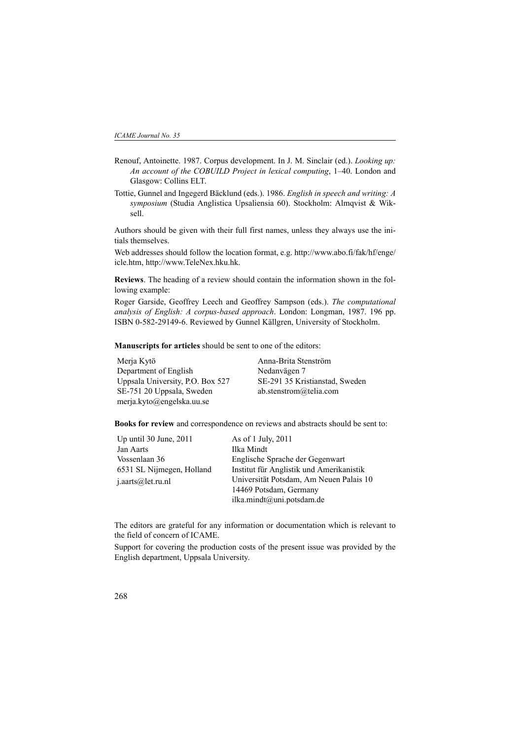Renouf, Antoinette. 1987. Corpus development. In J. M. Sinclair (ed.). *Looking up: An account of the COBUILD Project in lexical computing*, 1–40. London and Glasgow: Collins ELT.

Tottie, Gunnel and Ingegerd Bäcklund (eds.). 1986. *English in speech and writing: A symposium* (Studia Anglistica Upsaliensia 60). Stockholm: Almqvist & Wiksell.

Authors should be given with their full first names, unless they always use the initials themselves.

Web addresses should follow the location format, e.g. http://www.abo.fi/fak/hf/enge/icle.htm, http://www.TeleNex.hku.hk.

**Reviews**. The heading of a review should contain the information shown in the following example:

Roger Garside, Geoffrey Leech and Geoffrey Sampson (eds.). *The computational analysis of English: A corpus-based approach*. London: Longman, 1987. 196 pp. ISBN 0-582-29149-6. Reviewed by Gunnel Källgren, University of Stockholm.

**Manuscripts for articles** should be sent to one of the editors:

Merja Kytö
Department of English
Uppsala University, P.O. Box 527
SE-751 20 Uppsala, Sweden
merja.kyto@engelska.uu.se

Anna-Brita Stenström
Nedanvägen 7
SE-291 35 Kristianstad, Sweden
ab.stenstrom@telia.com

**Books for review** and correspondence on reviews and abstracts should be sent to:

Up until 30 June, 2011
Jan Aarts
Vossenlaan 36
6531 SL Nijmegen, Holland
j.aarts@let.ru.nl

As of 1 July, 2011
Ilka Mindt
Englische Sprache der Gegenwart
Institut für Anglistik und Amerikanistik
Universität Potsdam, Am Neuen Palais 10
14469 Potsdam, Germany
ilka.mindt@uni.potsdam.de

The editors are grateful for any information or documentation which is relevant to the field of concern of ICAME.

Support for covering the production costs of the present issue was provided by the English department, Uppsala University.